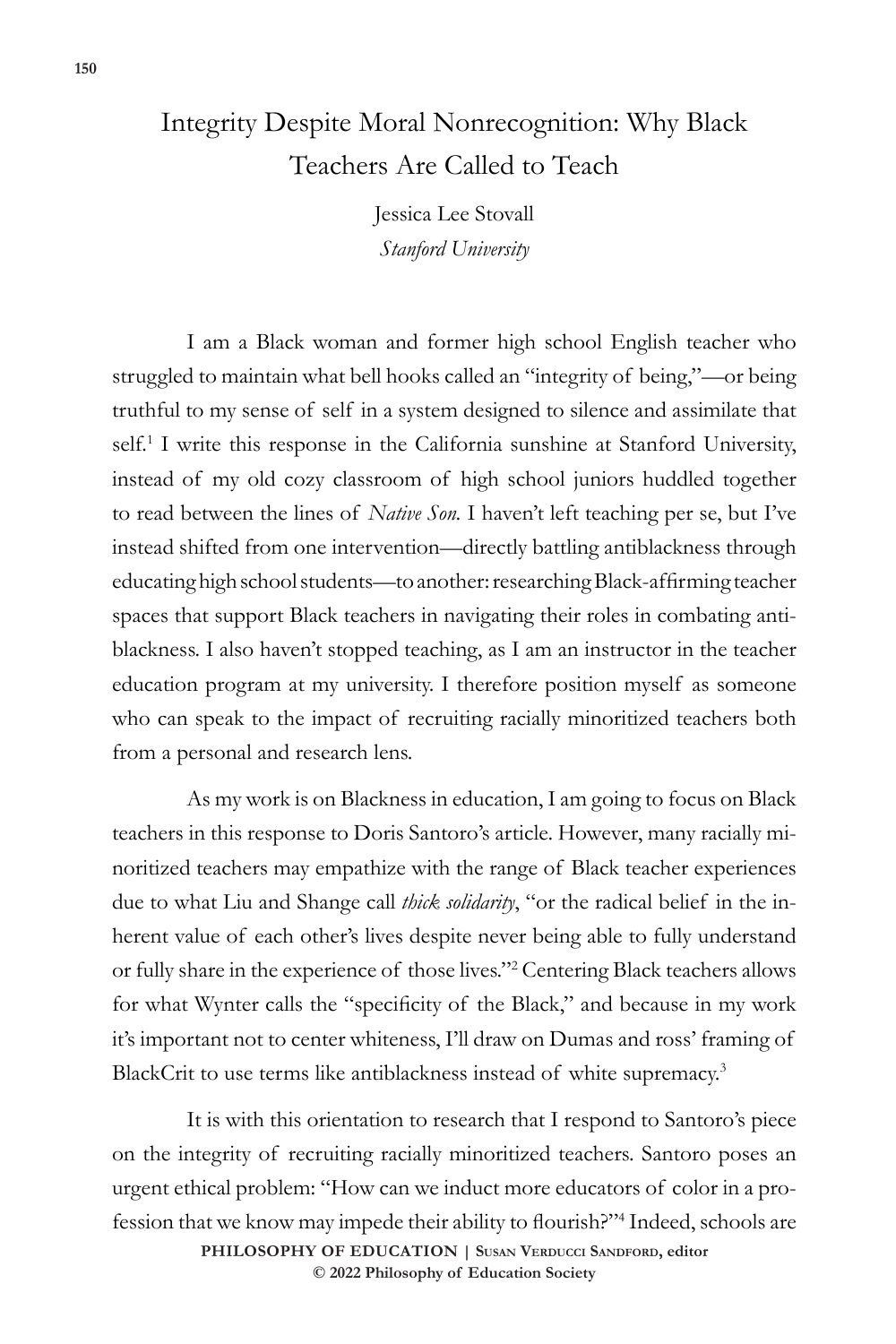# Integrity Despite Moral Nonrecognition: Why Black Teachers Are Called to Teach

Jessica Lee Stovall
*Stanford University*

I am a Black woman and former high school English teacher who struggled to maintain what bell hooks called an "integrity of being,"—or being truthful to my sense of self in a system designed to silence and assimilate that self.[1] I write this response in the California sunshine at Stanford University, instead of my old cozy classroom of high school juniors huddled together to read between the lines of *Native Son*. I haven't left teaching per se, but I've instead shifted from one intervention—directly battling antiblackness through educating high school students—to another: researching Black-affirming teacher spaces that support Black teachers in navigating their roles in combating antiblackness. I also haven't stopped teaching, as I am an instructor in the teacher education program at my university. I therefore position myself as someone who can speak to the impact of recruiting racially minoritized teachers both from a personal and research lens.

As my work is on Blackness in education, I am going to focus on Black teachers in this response to Doris Santoro's article. However, many racially minoritized teachers may empathize with the range of Black teacher experiences due to what Liu and Shange call *thick solidarity*, "or the radical belief in the inherent value of each other's lives despite never being able to fully understand or fully share in the experience of those lives."[2] Centering Black teachers allows for what Wynter calls the "specificity of the Black," and because in my work it's important not to center whiteness, I'll draw on Dumas and ross' framing of BlackCrit to use terms like antiblackness instead of white supremacy.[3]

It is with this orientation to research that I respond to Santoro's piece on the integrity of recruiting racially minoritized teachers. Santoro poses an urgent ethical problem: "How can we induct more educators of color in a profession that we know may impede their ability to flourish?"[4] Indeed, schools are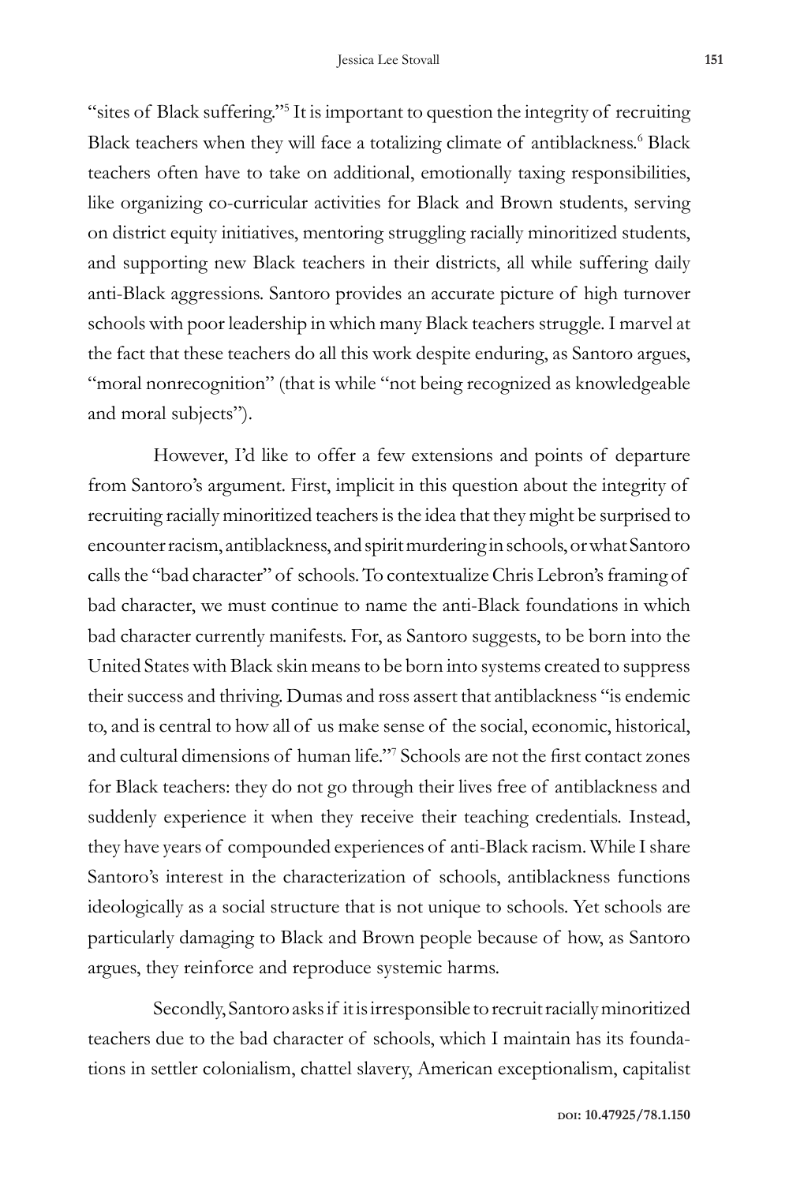"sites of Black suffering."[5] It is important to question the integrity of recruiting Black teachers when they will face a totalizing climate of antiblackness.[6] Black teachers often have to take on additional, emotionally taxing responsibilities, like organizing co-curricular activities for Black and Brown students, serving on district equity initiatives, mentoring struggling racially minoritized students, and supporting new Black teachers in their districts, all while suffering daily anti-Black aggressions. Santoro provides an accurate picture of high turnover schools with poor leadership in which many Black teachers struggle. I marvel at the fact that these teachers do all this work despite enduring, as Santoro argues, "moral nonrecognition" (that is while "not being recognized as knowledgeable and moral subjects").

However, I'd like to offer a few extensions and points of departure from Santoro's argument. First, implicit in this question about the integrity of recruiting racially minoritized teachers is the idea that they might be surprised to encounter racism, antiblackness, and spirit murdering in schools, or what Santoro calls the "bad character" of schools. To contextualize Chris Lebron's framing of bad character, we must continue to name the anti-Black foundations in which bad character currently manifests. For, as Santoro suggests, to be born into the United States with Black skin means to be born into systems created to suppress their success and thriving. Dumas and ross assert that antiblackness "is endemic to, and is central to how all of us make sense of the social, economic, historical, and cultural dimensions of human life."[7] Schools are not the first contact zones for Black teachers: they do not go through their lives free of antiblackness and suddenly experience it when they receive their teaching credentials. Instead, they have years of compounded experiences of anti-Black racism. While I share Santoro's interest in the characterization of schools, antiblackness functions ideologically as a social structure that is not unique to schools. Yet schools are particularly damaging to Black and Brown people because of how, as Santoro argues, they reinforce and reproduce systemic harms.

Secondly, Santoro asks if it is irresponsible to recruit racially minoritized teachers due to the bad character of schools, which I maintain has its foundations in settler colonialism, chattel slavery, American exceptionalism, capitalist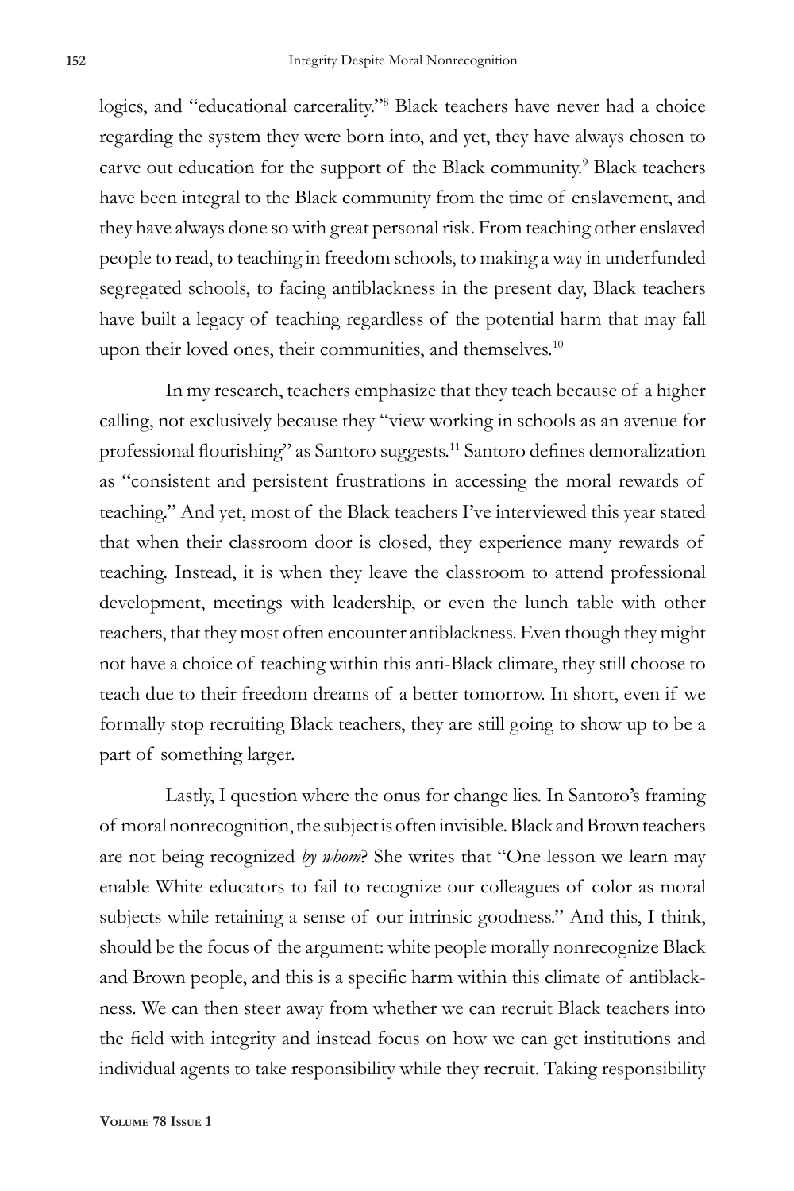logics, and "educational carcerality."[8] Black teachers have never had a choice regarding the system they were born into, and yet, they have always chosen to carve out education for the support of the Black community.[9] Black teachers have been integral to the Black community from the time of enslavement, and they have always done so with great personal risk. From teaching other enslaved people to read, to teaching in freedom schools, to making a way in underfunded segregated schools, to facing antiblackness in the present day, Black teachers have built a legacy of teaching regardless of the potential harm that may fall upon their loved ones, their communities, and themselves.[10]

In my research, teachers emphasize that they teach because of a higher calling, not exclusively because they "view working in schools as an avenue for professional flourishing" as Santoro suggests.[11] Santoro defines demoralization as "consistent and persistent frustrations in accessing the moral rewards of teaching." And yet, most of the Black teachers I've interviewed this year stated that when their classroom door is closed, they experience many rewards of teaching. Instead, it is when they leave the classroom to attend professional development, meetings with leadership, or even the lunch table with other teachers, that they most often encounter antiblackness. Even though they might not have a choice of teaching within this anti-Black climate, they still choose to teach due to their freedom dreams of a better tomorrow. In short, even if we formally stop recruiting Black teachers, they are still going to show up to be a part of something larger.

Lastly, I question where the onus for change lies. In Santoro's framing of moral nonrecognition, the subject is often invisible. Black and Brown teachers are not being recognized *by whom*? She writes that "One lesson we learn may enable White educators to fail to recognize our colleagues of color as moral subjects while retaining a sense of our intrinsic goodness." And this, I think, should be the focus of the argument: white people morally nonrecognize Black and Brown people, and this is a specific harm within this climate of antiblackness. We can then steer away from whether we can recruit Black teachers into the field with integrity and instead focus on how we can get institutions and individual agents to take responsibility while they recruit. Taking responsibility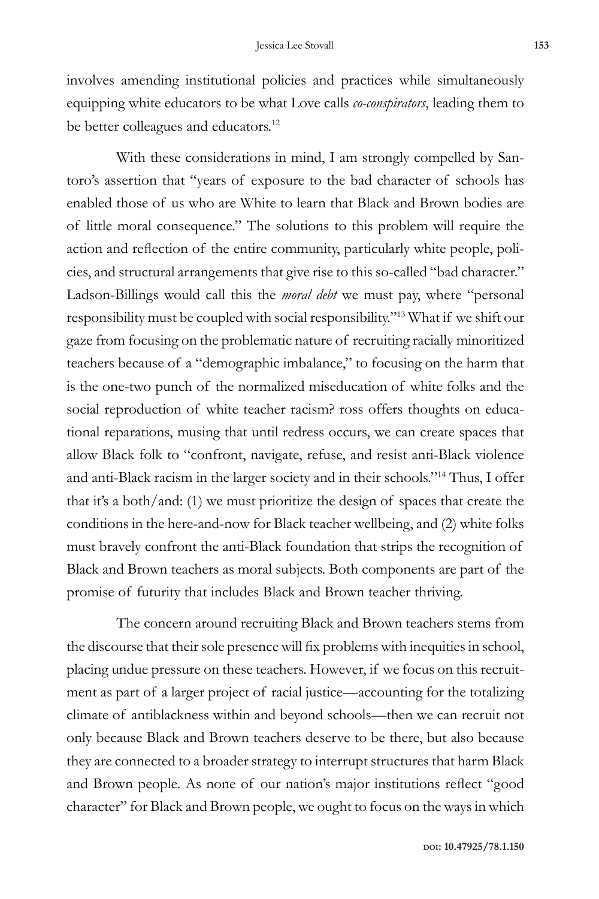involves amending institutional policies and practices while simultaneously equipping white educators to be what Love calls *co-conspirators*, leading them to be better colleagues and educators.[12]

With these considerations in mind, I am strongly compelled by Santoro's assertion that "years of exposure to the bad character of schools has enabled those of us who are White to learn that Black and Brown bodies are of little moral consequence." The solutions to this problem will require the action and reflection of the entire community, particularly white people, policies, and structural arrangements that give rise to this so-called "bad character." Ladson-Billings would call this the *moral debt* we must pay, where "personal responsibility must be coupled with social responsibility."[13] What if we shift our gaze from focusing on the problematic nature of recruiting racially minoritized teachers because of a "demographic imbalance," to focusing on the harm that is the one-two punch of the normalized miseducation of white folks and the social reproduction of white teacher racism? ross offers thoughts on educational reparations, musing that until redress occurs, we can create spaces that allow Black folk to "confront, navigate, refuse, and resist anti-Black violence and anti-Black racism in the larger society and in their schools."[14] Thus, I offer that it's a both/and: (1) we must prioritize the design of spaces that create the conditions in the here-and-now for Black teacher wellbeing, and (2) white folks must bravely confront the anti-Black foundation that strips the recognition of Black and Brown teachers as moral subjects. Both components are part of the promise of futurity that includes Black and Brown teacher thriving.

The concern around recruiting Black and Brown teachers stems from the discourse that their sole presence will fix problems with inequities in school, placing undue pressure on these teachers. However, if we focus on this recruitment as part of a larger project of racial justice—accounting for the totalizing climate of antiblackness within and beyond schools—then we can recruit not only because Black and Brown teachers deserve to be there, but also because they are connected to a broader strategy to interrupt structures that harm Black and Brown people. As none of our nation's major institutions reflect "good character" for Black and Brown people, we ought to focus on the ways in which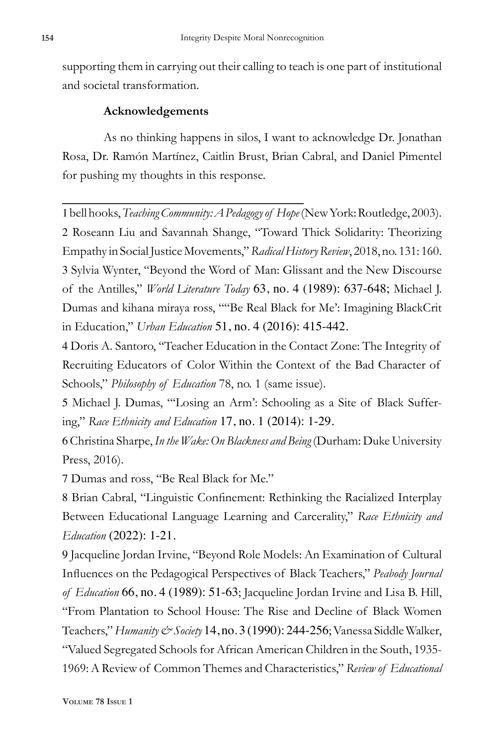supporting them in carrying out their calling to teach is one part of institutional and societal transformation.

**Acknowledgements**

As no thinking happens in silos, I want to acknowledge Dr. Jonathan Rosa, Dr. Ramón Martínez, Caitlin Brust, Brian Cabral, and Daniel Pimentel for pushing my thoughts in this response.

---

1 bell hooks, *Teaching Community: A Pedagogy of Hope* (New York: Routledge, 2003).

2 Roseann Liu and Savannah Shange, "Toward Thick Solidarity: Theorizing Empathy in Social Justice Movements," *Radical History Review*, 2018, no. 131: 160.

3 Sylvia Wynter, "Beyond the Word of Man: Glissant and the New Discourse of the Antilles," *World Literature Today* 63, no. 4 (1989): 637-648; Michael J. Dumas and kihana miraya ross, ""Be Real Black for Me': Imagining BlackCrit in Education," *Urban Education* 51, no. 4 (2016): 415-442.

4 Doris A. Santoro, "Teacher Education in the Contact Zone: The Integrity of Recruiting Educators of Color Within the Context of the Bad Character of Schools," *Philosophy of Education* 78, no. 1 (same issue).

5 Michael J. Dumas, "'Losing an Arm': Schooling as a Site of Black Suffering," *Race Ethnicity and Education* 17, no. 1 (2014): 1-29.

6 Christina Sharpe, *In the Wake: On Blackness and Being* (Durham: Duke University Press, 2016).

7 Dumas and ross, "Be Real Black for Me."

8 Brian Cabral, "Linguistic Confinement: Rethinking the Racialized Interplay Between Educational Language Learning and Carcerality," *Race Ethnicity and Education* (2022): 1-21.

9 Jacqueline Jordan Irvine, "Beyond Role Models: An Examination of Cultural Influences on the Pedagogical Perspectives of Black Teachers," *Peabody Journal of Education* 66, no. 4 (1989): 51-63; Jacqueline Jordan Irvine and Lisa B. Hill, "From Plantation to School House: The Rise and Decline of Black Women Teachers," *Humanity & Society* 14, no. 3 (1990): 244-256; Vanessa Siddle Walker, "Valued Segregated Schools for African American Children in the South, 1935-1969: A Review of Common Themes and Characteristics," *Review of Educational*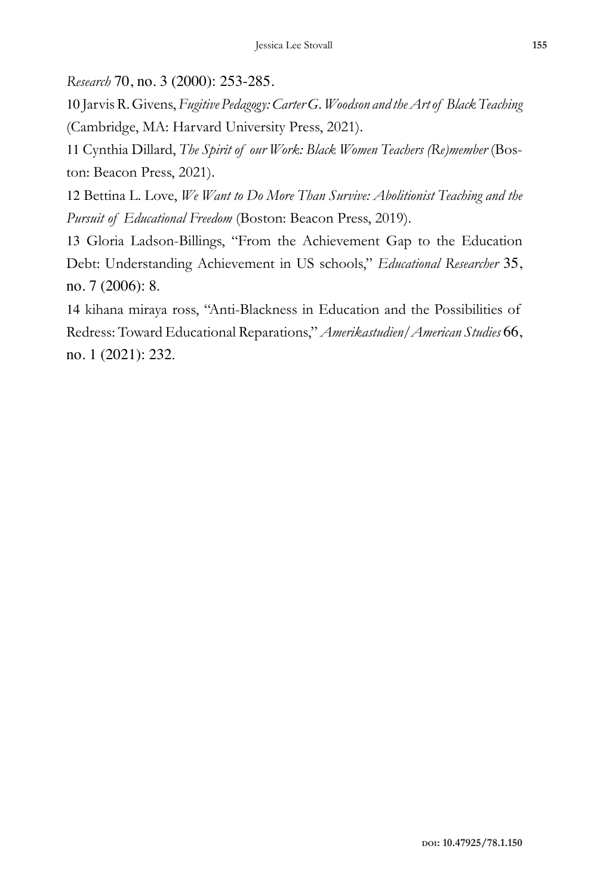*Research* 70, no. 3 (2000): 253-285.

10 Jarvis R. Givens, *Fugitive Pedagogy: Carter G. Woodson and the Art of Black Teaching* (Cambridge, MA: Harvard University Press, 2021).

11 Cynthia Dillard, *The Spirit of our Work: Black Women Teachers (Re)member* (Boston: Beacon Press, 2021).

12 Bettina L. Love, *We Want to Do More Than Survive: Abolitionist Teaching and the Pursuit of Educational Freedom* (Boston: Beacon Press, 2019).

13 Gloria Ladson-Billings, "From the Achievement Gap to the Education Debt: Understanding Achievement in US schools," *Educational Researcher* 35, no. 7 (2006): 8.

14 kihana miraya ross, "Anti-Blackness in Education and the Possibilities of Redress: Toward Educational Reparations," *Amerikastudien/American Studies* 66, no. 1 (2021): 232.